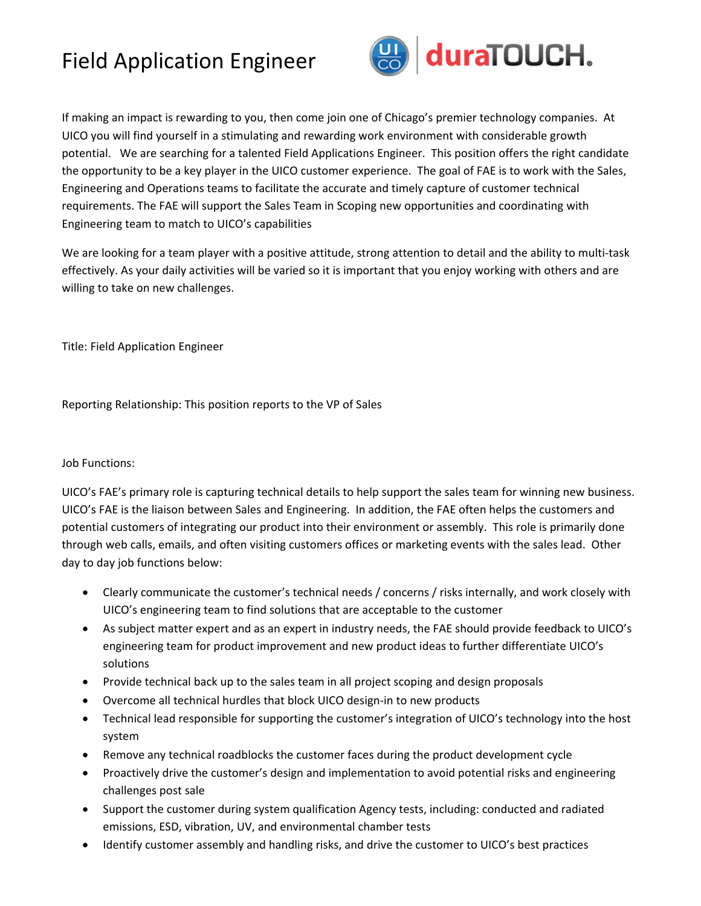# Field Application Engineer

If making an impact is rewarding to you, then come join one of Chicago's premier technology companies. At UICO you will find yourself in a stimulating and rewarding work environment with considerable growth potential. We are searching for a talented Field Applications Engineer. This position offers the right candidate the opportunity to be a key player in the UICO customer experience. The goal of FAE is to work with the Sales, Engineering and Operations teams to facilitate the accurate and timely capture of customer technical requirements. The FAE will support the Sales Team in Scoping new opportunities and coordinating with Engineering team to match to UICO's capabilities

We are looking for a team player with a positive attitude, strong attention to detail and the ability to multi-task effectively. As your daily activities will be varied so it is important that you enjoy working with others and are willing to take on new challenges.

Title: Field Application Engineer

Reporting Relationship: This position reports to the VP of Sales

Job Functions:

UICO's FAE's primary role is capturing technical details to help support the sales team for winning new business. UICO's FAE is the liaison between Sales and Engineering. In addition, the FAE often helps the customers and potential customers of integrating our product into their environment or assembly. This role is primarily done through web calls, emails, and often visiting customers offices or marketing events with the sales lead. Other day to day job functions below:

- Clearly communicate the customer's technical needs / concerns / risks internally, and work closely with UICO's engineering team to find solutions that are acceptable to the customer
- As subject matter expert and as an expert in industry needs, the FAE should provide feedback to UICO's engineering team for product improvement and new product ideas to further differentiate UICO's solutions
- Provide technical back up to the sales team in all project scoping and design proposals
- Overcome all technical hurdles that block UICO design-in to new products
- Technical lead responsible for supporting the customer's integration of UICO's technology into the host system
- Remove any technical roadblocks the customer faces during the product development cycle
- Proactively drive the customer's design and implementation to avoid potential risks and engineering challenges post sale
- Support the customer during system qualification Agency tests, including: conducted and radiated emissions, ESD, vibration, UV, and environmental chamber tests
- Identify customer assembly and handling risks, and drive the customer to UICO's best practices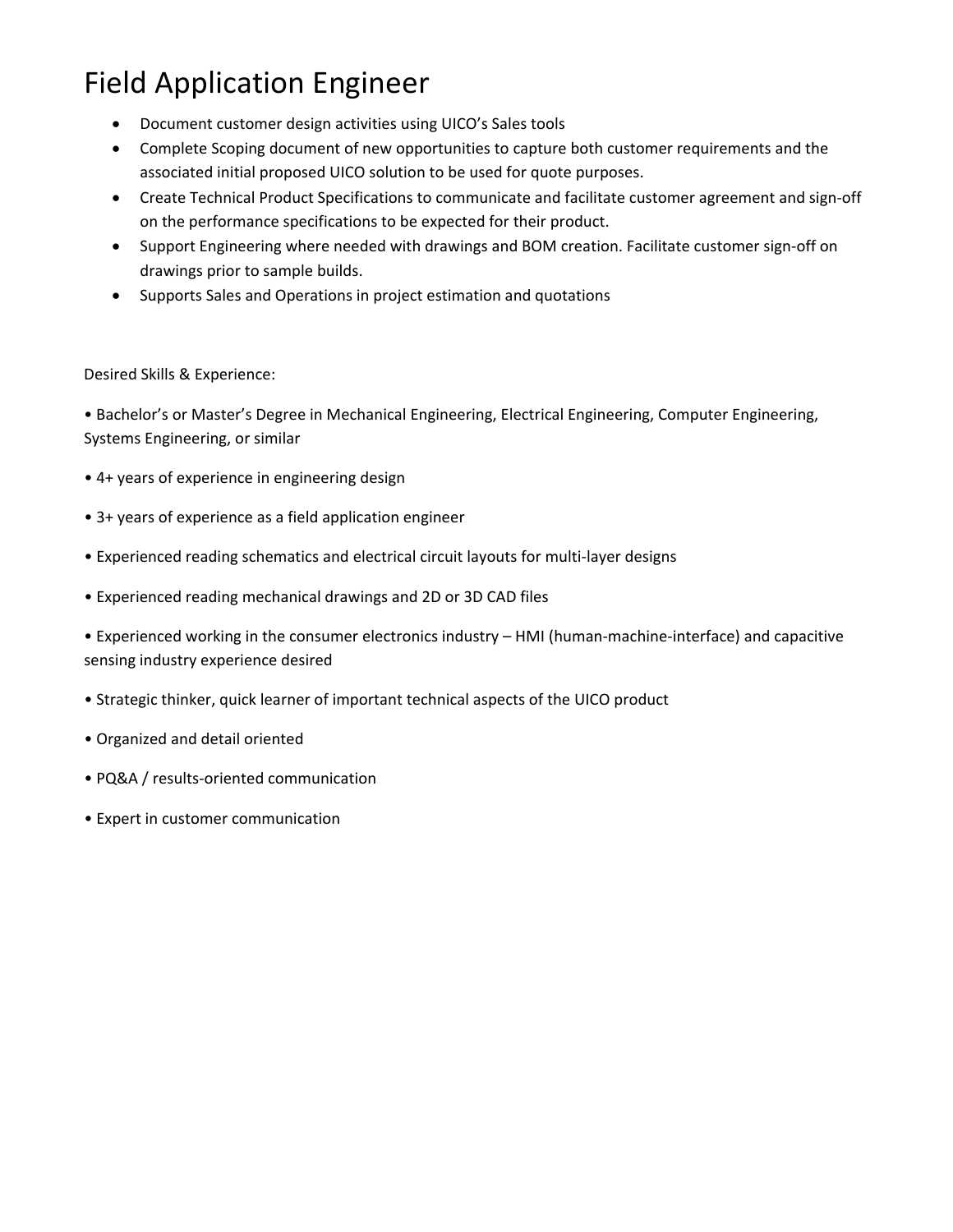# Field Application Engineer

- Document customer design activities using UICO's Sales tools
- Complete Scoping document of new opportunities to capture both customer requirements and the associated initial proposed UICO solution to be used for quote purposes.
- Create Technical Product Specifications to communicate and facilitate customer agreement and sign-off on the performance specifications to be expected for their product.
- Support Engineering where needed with drawings and BOM creation. Facilitate customer sign-off on drawings prior to sample builds.
- Supports Sales and Operations in project estimation and quotations

Desired Skills & Experience:

- Bachelor's or Master's Degree in Mechanical Engineering, Electrical Engineering, Computer Engineering, Systems Engineering, or similar
- 4+ years of experience in engineering design
- 3+ years of experience as a field application engineer
- Experienced reading schematics and electrical circuit layouts for multi-layer designs
- Experienced reading mechanical drawings and 2D or 3D CAD files
- Experienced working in the consumer electronics industry – HMI (human-machine-interface) and capacitive sensing industry experience desired
- Strategic thinker, quick learner of important technical aspects of the UICO product
- Organized and detail oriented
- PQ&A / results-oriented communication
- Expert in customer communication